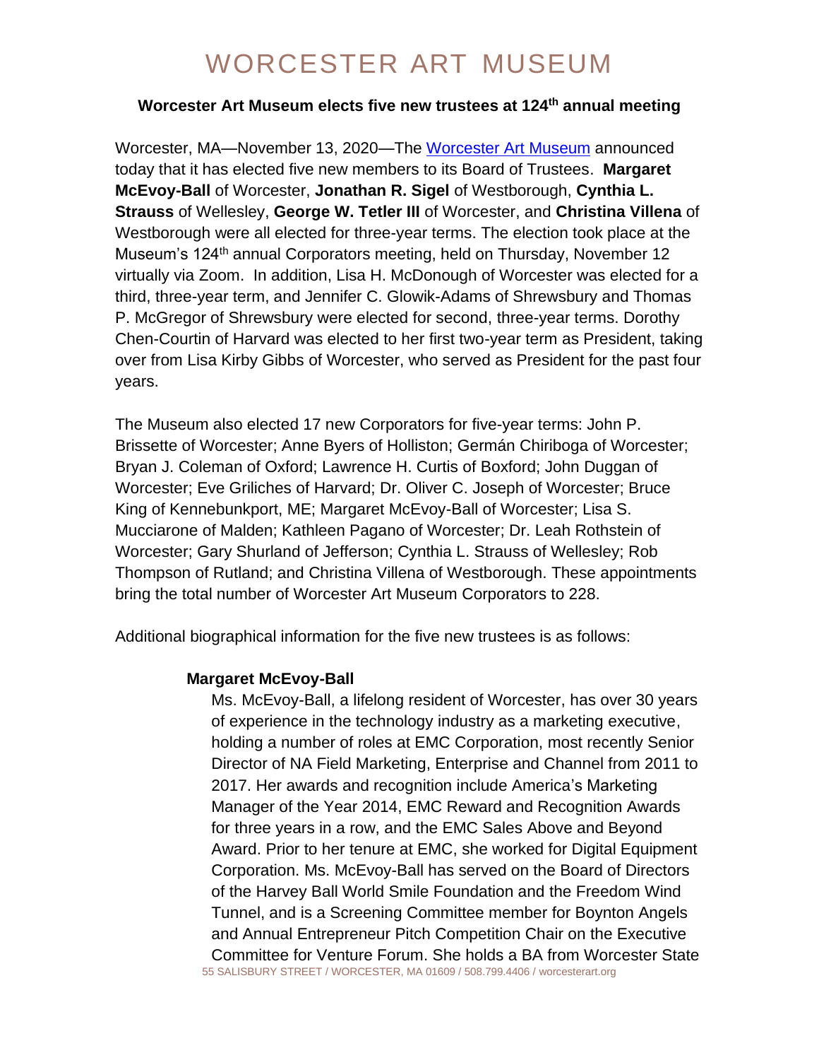# WORCESTER ART MUSEUM

## Worcester Art Museum elects five new trustees at 124th annual meeting

Worcester, MA—November 13, 2020—The Worcester Art Museum announced today that it has elected five new members to its Board of Trustees. **Margaret McEvoy-Ball** of Worcester, **Jonathan R. Sigel** of Westborough, **Cynthia L. Strauss** of Wellesley, **George W. Tetler III** of Worcester, and **Christina Villena** of Westborough were all elected for three-year terms. The election took place at the Museum's 124th annual Corporators meeting, held on Thursday, November 12 virtually via Zoom. In addition, Lisa H. McDonough of Worcester was elected for a third, three-year term, and Jennifer C. Glowik-Adams of Shrewsbury and Thomas P. McGregor of Shrewsbury were elected for second, three-year terms. Dorothy Chen-Courtin of Harvard was elected to her first two-year term as President, taking over from Lisa Kirby Gibbs of Worcester, who served as President for the past four years.

The Museum also elected 17 new Corporators for five-year terms: John P. Brissette of Worcester; Anne Byers of Holliston; Germán Chiriboga of Worcester; Bryan J. Coleman of Oxford; Lawrence H. Curtis of Boxford; John Duggan of Worcester; Eve Griliches of Harvard; Dr. Oliver C. Joseph of Worcester; Bruce King of Kennebunkport, ME; Margaret McEvoy-Ball of Worcester; Lisa S. Mucciarone of Malden; Kathleen Pagano of Worcester; Dr. Leah Rothstein of Worcester; Gary Shurland of Jefferson; Cynthia L. Strauss of Wellesley; Rob Thompson of Rutland; and Christina Villena of Westborough. These appointments bring the total number of Worcester Art Museum Corporators to 228.

Additional biographical information for the five new trustees is as follows:

**Margaret McEvoy-Ball**

Ms. McEvoy-Ball, a lifelong resident of Worcester, has over 30 years of experience in the technology industry as a marketing executive, holding a number of roles at EMC Corporation, most recently Senior Director of NA Field Marketing, Enterprise and Channel from 2011 to 2017. Her awards and recognition include America's Marketing Manager of the Year 2014, EMC Reward and Recognition Awards for three years in a row, and the EMC Sales Above and Beyond Award. Prior to her tenure at EMC, she worked for Digital Equipment Corporation. Ms. McEvoy-Ball has served on the Board of Directors of the Harvey Ball World Smile Foundation and the Freedom Wind Tunnel, and is a Screening Committee member for Boynton Angels and Annual Entrepreneur Pitch Competition Chair on the Executive Committee for Venture Forum. She holds a BA from Worcester State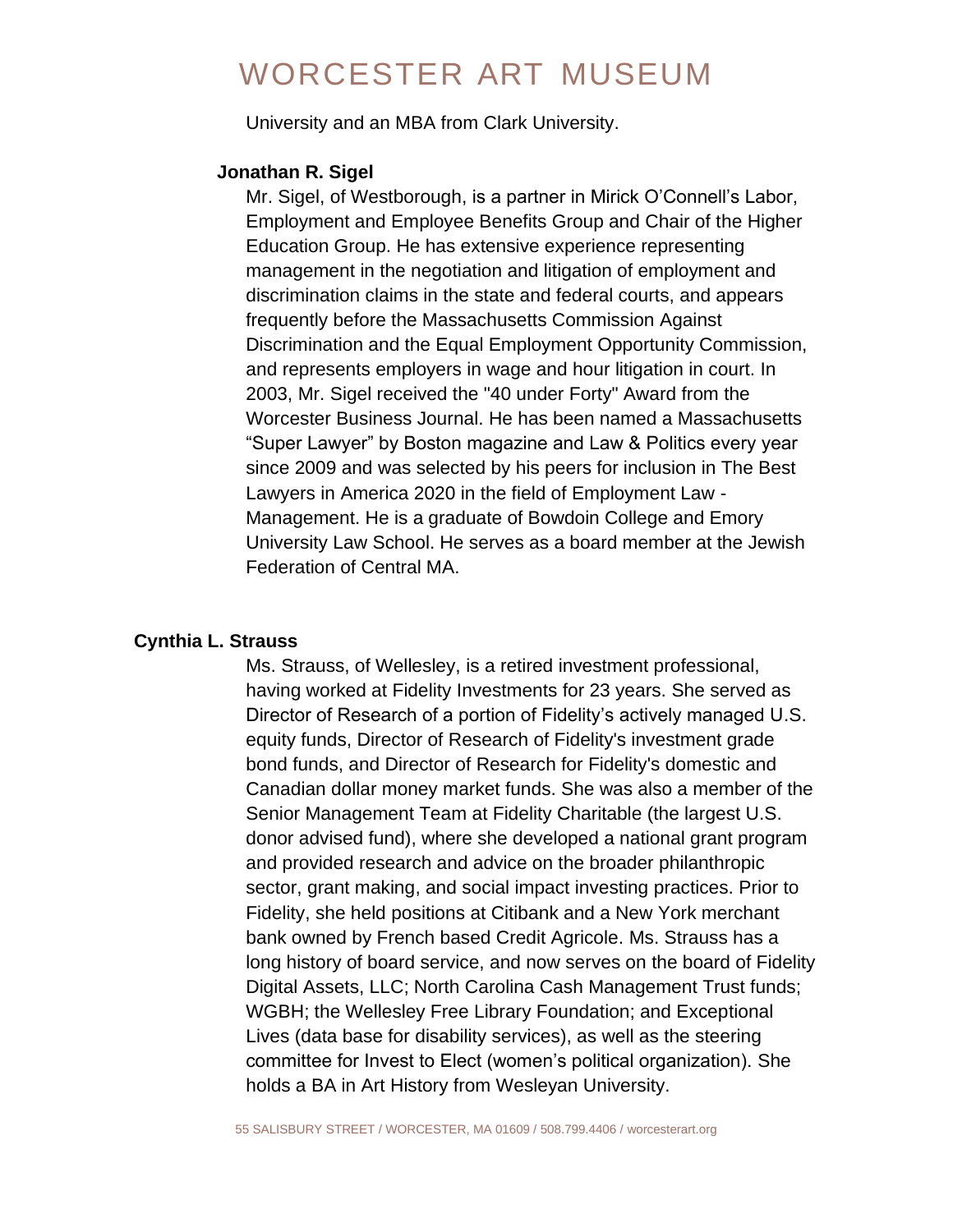University and an MBA from Clark University.

**Jonathan R. Sigel**

Mr. Sigel, of Westborough, is a partner in Mirick O'Connell's Labor, Employment and Employee Benefits Group and Chair of the Higher Education Group. He has extensive experience representing management in the negotiation and litigation of employment and discrimination claims in the state and federal courts, and appears frequently before the Massachusetts Commission Against Discrimination and the Equal Employment Opportunity Commission, and represents employers in wage and hour litigation in court. In 2003, Mr. Sigel received the "40 under Forty" Award from the Worcester Business Journal. He has been named a Massachusetts "Super Lawyer" by Boston magazine and Law & Politics every year since 2009 and was selected by his peers for inclusion in The Best Lawyers in America 2020 in the field of Employment Law - Management. He is a graduate of Bowdoin College and Emory University Law School. He serves as a board member at the Jewish Federation of Central MA.

**Cynthia L. Strauss**

Ms. Strauss, of Wellesley, is a retired investment professional, having worked at Fidelity Investments for 23 years. She served as Director of Research of a portion of Fidelity's actively managed U.S. equity funds, Director of Research of Fidelity's investment grade bond funds, and Director of Research for Fidelity's domestic and Canadian dollar money market funds. She was also a member of the Senior Management Team at Fidelity Charitable (the largest U.S. donor advised fund), where she developed a national grant program and provided research and advice on the broader philanthropic sector, grant making, and social impact investing practices. Prior to Fidelity, she held positions at Citibank and a New York merchant bank owned by French based Credit Agricole. Ms. Strauss has a long history of board service, and now serves on the board of Fidelity Digital Assets, LLC; North Carolina Cash Management Trust funds; WGBH; the Wellesley Free Library Foundation; and Exceptional Lives (data base for disability services), as well as the steering committee for Invest to Elect (women's political organization). She holds a BA in Art History from Wesleyan University.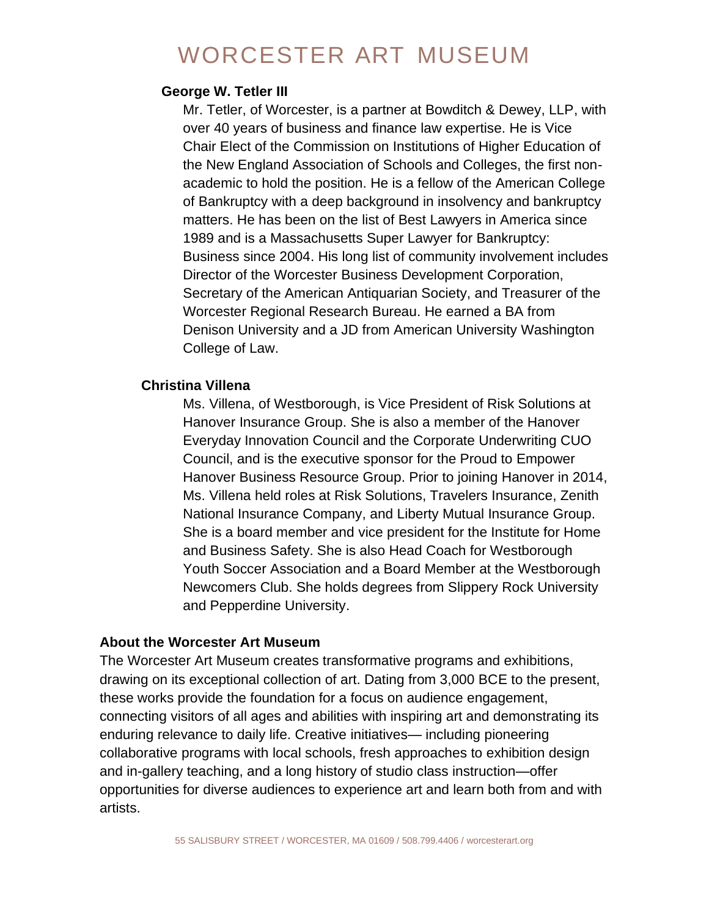**George W. Tetler III**

Mr. Tetler, of Worcester, is a partner at Bowditch & Dewey, LLP, with over 40 years of business and finance law expertise. He is Vice Chair Elect of the Commission on Institutions of Higher Education of the New England Association of Schools and Colleges, the first non-academic to hold the position. He is a fellow of the American College of Bankruptcy with a deep background in insolvency and bankruptcy matters. He has been on the list of Best Lawyers in America since 1989 and is a Massachusetts Super Lawyer for Bankruptcy: Business since 2004. His long list of community involvement includes Director of the Worcester Business Development Corporation, Secretary of the American Antiquarian Society, and Treasurer of the Worcester Regional Research Bureau. He earned a BA from Denison University and a JD from American University Washington College of Law.

**Christina Villena**

Ms. Villena, of Westborough, is Vice President of Risk Solutions at Hanover Insurance Group. She is also a member of the Hanover Everyday Innovation Council and the Corporate Underwriting CUO Council, and is the executive sponsor for the Proud to Empower Hanover Business Resource Group. Prior to joining Hanover in 2014, Ms. Villena held roles at Risk Solutions, Travelers Insurance, Zenith National Insurance Company, and Liberty Mutual Insurance Group. She is a board member and vice president for the Institute for Home and Business Safety. She is also Head Coach for Westborough Youth Soccer Association and a Board Member at the Westborough Newcomers Club. She holds degrees from Slippery Rock University and Pepperdine University.

**About the Worcester Art Museum**

The Worcester Art Museum creates transformative programs and exhibitions, drawing on its exceptional collection of art. Dating from 3,000 BCE to the present, these works provide the foundation for a focus on audience engagement, connecting visitors of all ages and abilities with inspiring art and demonstrating its enduring relevance to daily life. Creative initiatives— including pioneering collaborative programs with local schools, fresh approaches to exhibition design and in-gallery teaching, and a long history of studio class instruction—offer opportunities for diverse audiences to experience art and learn both from and with artists.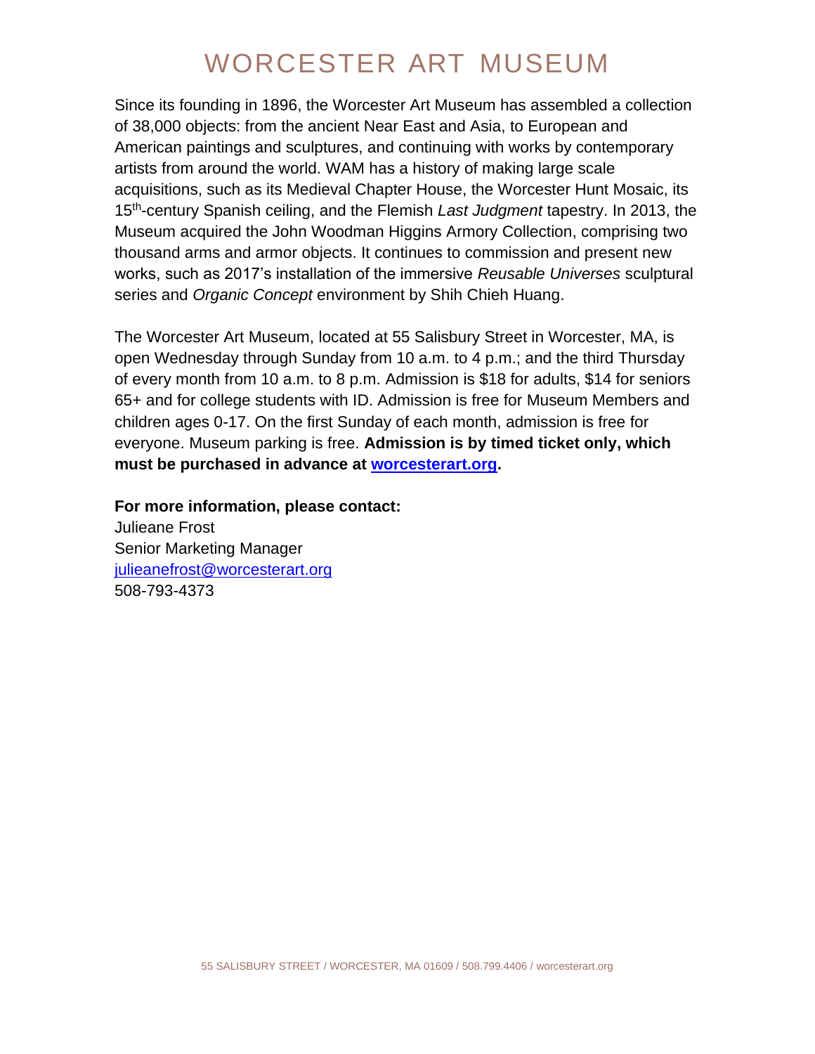# WORCESTER ART MUSEUM

Since its founding in 1896, the Worcester Art Museum has assembled a collection of 38,000 objects: from the ancient Near East and Asia, to European and American paintings and sculptures, and continuing with works by contemporary artists from around the world. WAM has a history of making large scale acquisitions, such as its Medieval Chapter House, the Worcester Hunt Mosaic, its 15th-century Spanish ceiling, and the Flemish *Last Judgment* tapestry. In 2013, the Museum acquired the John Woodman Higgins Armory Collection, comprising two thousand arms and armor objects. It continues to commission and present new works, such as 2017's installation of the immersive *Reusable Universes* sculptural series and *Organic Concept* environment by Shih Chieh Huang.

The Worcester Art Museum, located at 55 Salisbury Street in Worcester, MA, is open Wednesday through Sunday from 10 a.m. to 4 p.m.; and the third Thursday of every month from 10 a.m. to 8 p.m. Admission is $18 for adults, $14 for seniors 65+ and for college students with ID. Admission is free for Museum Members and children ages 0-17. On the first Sunday of each month, admission is free for everyone. Museum parking is free. **Admission is by timed ticket only, which must be purchased in advance at [worcesterart.org](worcesterart.org).**

**For more information, please contact:**
Julieane Frost
Senior Marketing Manager
julieanefrost@worcesterart.org
508-793-4373